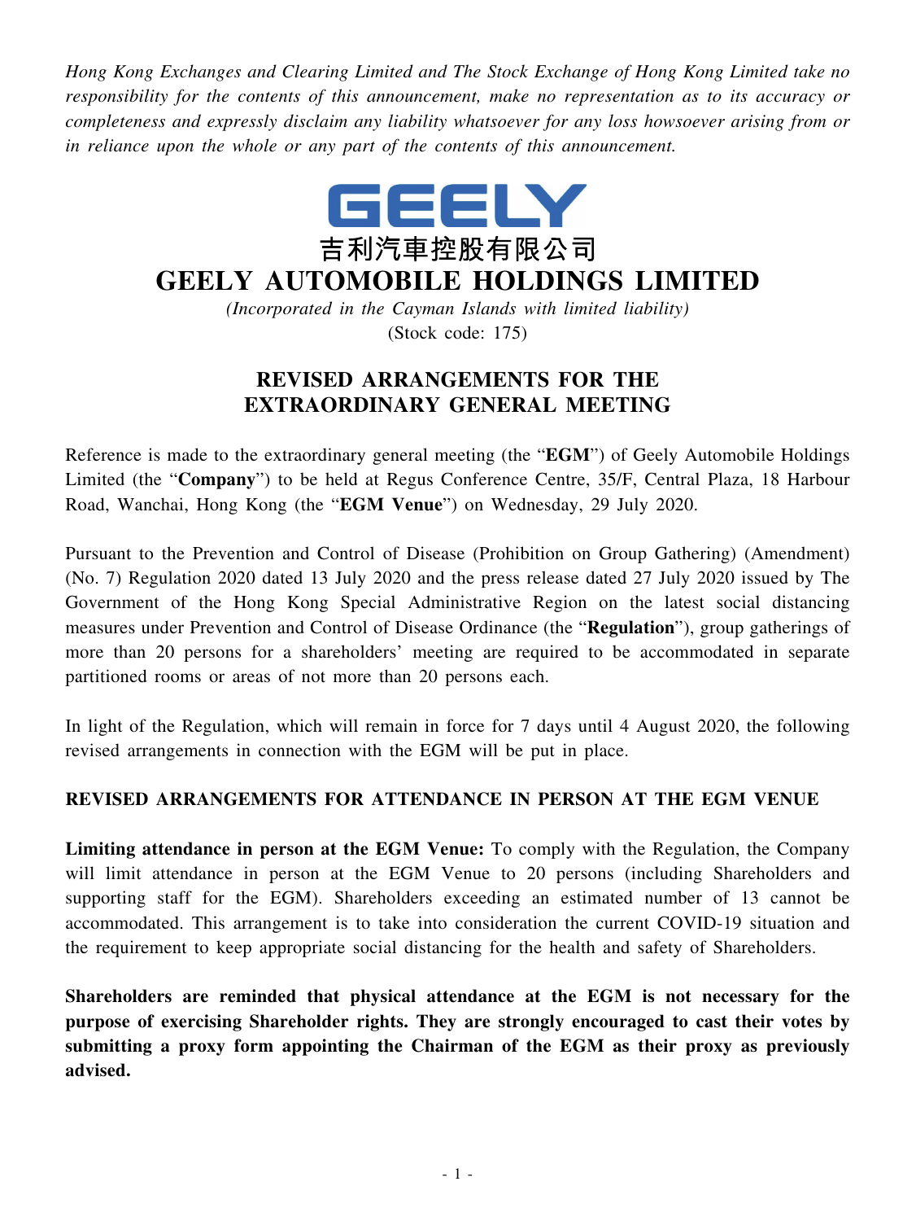*Hong Kong Exchanges and Clearing Limited and The Stock Exchange of Hong Kong Limited take no responsibility for the contents of this announcement, make no representation as to its accuracy or completeness and expressly disclaim any liability whatsoever for any loss howsoever arising from or in reliance upon the whole or any part of the contents of this announcement.*

GEELY

吉利汽車控股有限公司

# GEELY AUTOMOBILE HOLDINGS LIMITED

*(Incorporated in the Cayman Islands with limited liability)*

(Stock code: 175)

## REVISED ARRANGEMENTS FOR THE EXTRAORDINARY GENERAL MEETING

Reference is made to the extraordinary general meeting (the "**EGM**") of Geely Automobile Holdings Limited (the "**Company**") to be held at Regus Conference Centre, 35/F, Central Plaza, 18 Harbour Road, Wanchai, Hong Kong (the "**EGM Venue**") on Wednesday, 29 July 2020.

Pursuant to the Prevention and Control of Disease (Prohibition on Group Gathering) (Amendment) (No. 7) Regulation 2020 dated 13 July 2020 and the press release dated 27 July 2020 issued by The Government of the Hong Kong Special Administrative Region on the latest social distancing measures under Prevention and Control of Disease Ordinance (the "**Regulation**"), group gatherings of more than 20 persons for a shareholders' meeting are required to be accommodated in separate partitioned rooms or areas of not more than 20 persons each.

In light of the Regulation, which will remain in force for 7 days until 4 August 2020, the following revised arrangements in connection with the EGM will be put in place.

### REVISED ARRANGEMENTS FOR ATTENDANCE IN PERSON AT THE EGM VENUE

**Limiting attendance in person at the EGM Venue:** To comply with the Regulation, the Company will limit attendance in person at the EGM Venue to 20 persons (including Shareholders and supporting staff for the EGM). Shareholders exceeding an estimated number of 13 cannot be accommodated. This arrangement is to take into consideration the current COVID-19 situation and the requirement to keep appropriate social distancing for the health and safety of Shareholders.

**Shareholders are reminded that physical attendance at the EGM is not necessary for the purpose of exercising Shareholder rights. They are strongly encouraged to cast their votes by submitting a proxy form appointing the Chairman of the EGM as their proxy as previously advised.**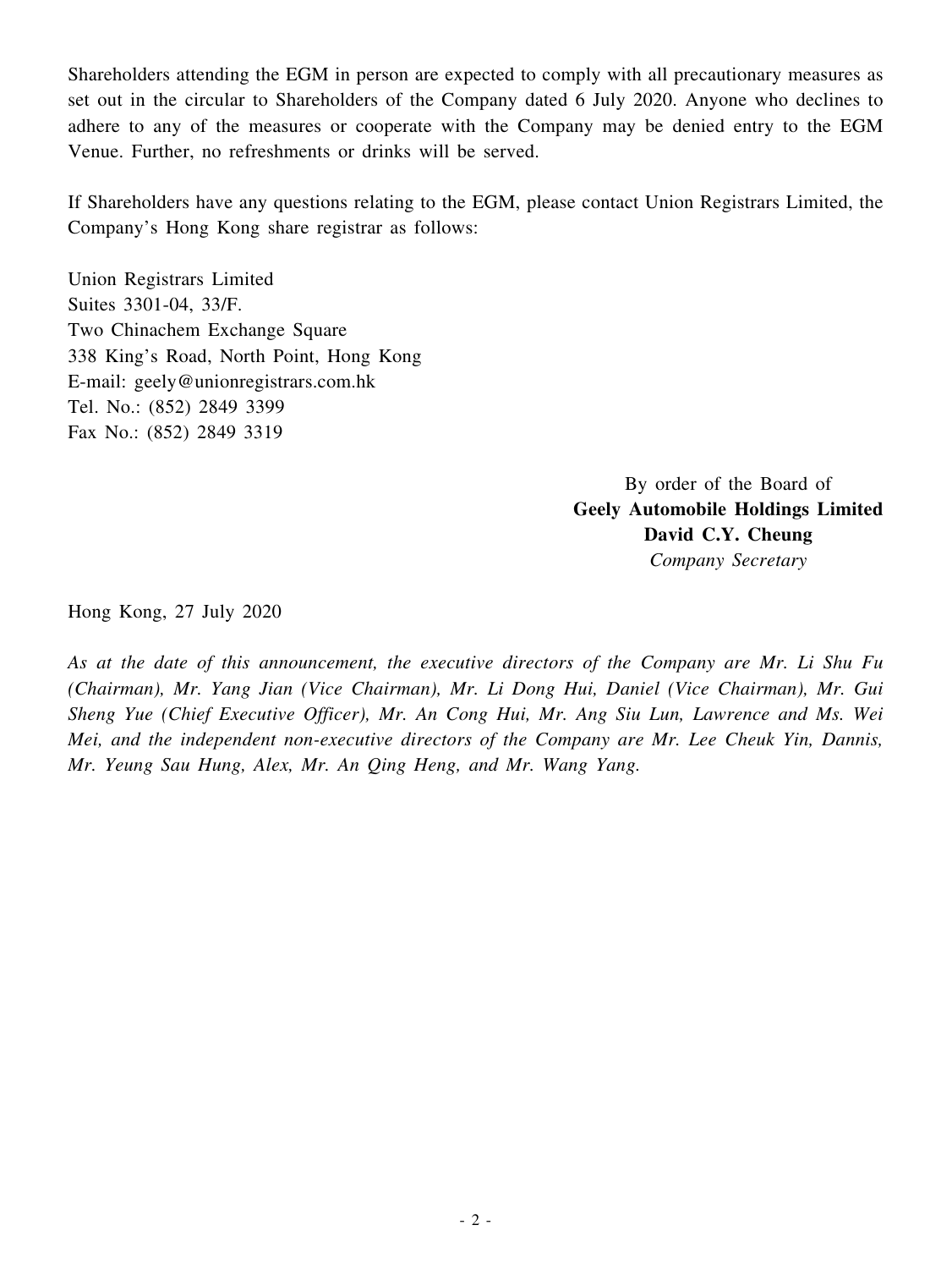Shareholders attending the EGM in person are expected to comply with all precautionary measures as set out in the circular to Shareholders of the Company dated 6 July 2020. Anyone who declines to adhere to any of the measures or cooperate with the Company may be denied entry to the EGM Venue. Further, no refreshments or drinks will be served.

If Shareholders have any questions relating to the EGM, please contact Union Registrars Limited, the Company's Hong Kong share registrar as follows:

Union Registrars Limited
Suites 3301-04, 33/F.
Two Chinachem Exchange Square
338 King's Road, North Point, Hong Kong
E-mail: geely@unionregistrars.com.hk
Tel. No.: (852) 2849 3399
Fax No.: (852) 2849 3319

By order of the Board of
**Geely Automobile Holdings Limited**
**David C.Y. Cheung**
*Company Secretary*

Hong Kong, 27 July 2020

*As at the date of this announcement, the executive directors of the Company are Mr. Li Shu Fu (Chairman), Mr. Yang Jian (Vice Chairman), Mr. Li Dong Hui, Daniel (Vice Chairman), Mr. Gui Sheng Yue (Chief Executive Officer), Mr. An Cong Hui, Mr. Ang Siu Lun, Lawrence and Ms. Wei Mei, and the independent non-executive directors of the Company are Mr. Lee Cheuk Yin, Dannis, Mr. Yeung Sau Hung, Alex, Mr. An Qing Heng, and Mr. Wang Yang.*